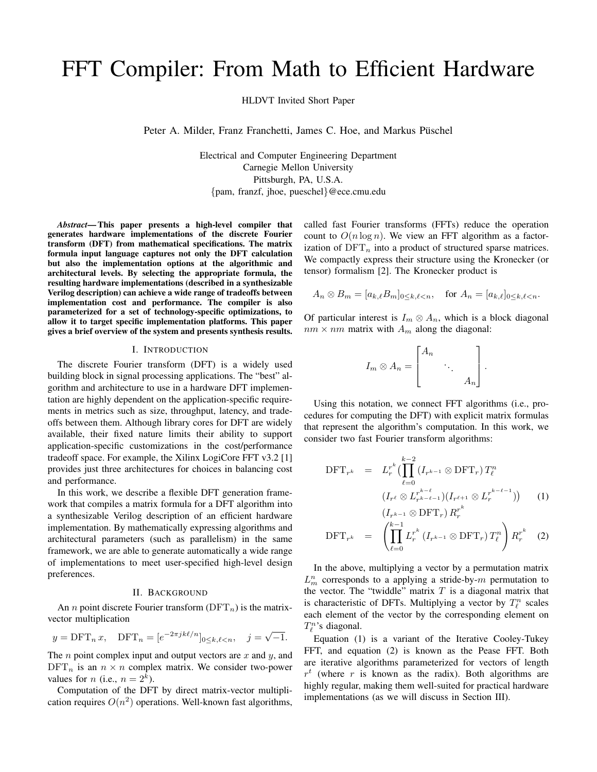# FFT Compiler: From Math to Efficient Hardware

HLDVT Invited Short Paper

Peter A. Milder, Franz Franchetti, James C. Hoe, and Markus Püschel

Electrical and Computer Engineering Department
Carnegie Mellon University
Pittsburgh, PA, U.S.A.
{pam, franzf, jhoe, pueschel}@ece.cmu.edu

***Abstract*— This paper presents a high-level compiler that generates hardware implementations of the discrete Fourier transform (DFT) from mathematical specifications. The matrix formula input language captures not only the DFT calculation but also the implementation options at the algorithmic and architectural levels. By selecting the appropriate formula, the resulting hardware implementations (described in a synthesizable Verilog description) can achieve a wide range of tradeoffs between implementation cost and performance. The compiler is also parameterized for a set of technology-specific optimizations, to allow it to target specific implementation platforms. This paper gives a brief overview of the system and presents synthesis results.**

## I. Introduction

The discrete Fourier transform (DFT) is a widely used building block in signal processing applications. The "best" algorithm and architecture to use in a hardware DFT implementation are highly dependent on the application-specific requirements in metrics such as size, throughput, latency, and tradeoffs between them. Although library cores for DFT are widely available, their fixed nature limits their ability to support application-specific customizations in the cost/performance tradeoff space. For example, the Xilinx LogiCore FFT v3.2 [1] provides just three architectures for choices in balancing cost and performance.

In this work, we describe a flexible DFT generation framework that compiles a matrix formula for a DFT algorithm into a synthesizable Verilog description of an efficient hardware implementation. By mathematically expressing algorithms and architectural parameters (such as parallelism) in the same framework, we are able to generate automatically a wide range of implementations to meet user-specified high-level design preferences.

## II. Background

An $n$ point discrete Fourier transform ($\mathrm{DFT}_n$) is the matrix-vector multiplication

$$y = \mathrm{DFT}_n \, x, \quad \mathrm{DFT}_n = [e^{-2\pi jk\ell/n}]_{0\le k,\ell<n}, \quad j = \sqrt{-1}.$$

The $n$ point complex input and output vectors are $x$ and $y$, and $\mathrm{DFT}_n$ is an $n \times n$ complex matrix. We consider two-power values for $n$ (i.e., $n = 2^k$).

Computation of the DFT by direct matrix-vector multiplication requires $O(n^2)$ operations. Well-known fast algorithms, called fast Fourier transforms (FFTs) reduce the operation count to $O(n \log n)$. We view an FFT algorithm as a factorization of $\mathrm{DFT}_n$ into a product of structured sparse matrices. We compactly express their structure using the Kronecker (or tensor) formalism [2]. The Kronecker product is

$$A_n \otimes B_m = [a_{k,\ell} B_m]_{0\le k,\ell<n}, \quad \text{for } A_n = [a_{k,\ell}]_{0\le k,\ell<n}.$$

Of particular interest is $I_m \otimes A_n$, which is a block diagonal $nm \times nm$ matrix with $A_m$ along the diagonal:

$$I_m \otimes A_n = \begin{bmatrix} A_n & & \\ & \ddots & \\ & & A_n \end{bmatrix}.$$

Using this notation, we connect FFT algorithms (i.e., procedures for computing the DFT) with explicit matrix formulas that represent the algorithm's computation. In this work, we consider two fast Fourier transform algorithms:

$$\begin{aligned} \mathrm{DFT}_{r^k} &= L_r^{r^k} \Big( \prod_{\ell=0}^{k-2} (I_{r^{k-1}} \otimes \mathrm{DFT}_r) \, T_\ell^n \\ &\qquad (I_{r^\ell} \otimes L_{r^{k-\ell-1}}^{r^{k-\ell}})(I_{r^{\ell+1}} \otimes L_r^{r^{k-\ell-1}}) \Big) \qquad (1) \\ &\qquad (I_{r^{k-1}} \otimes \mathrm{DFT}_r) \, R_r^{r^k} \end{aligned}$$

$$\mathrm{DFT}_{r^k} = \left( \prod_{\ell=0}^{k-1} L_r^{r^k} \, (I_{r^{k-1}} \otimes \mathrm{DFT}_r) \, T_\ell^n \right) R_r^{r^k} \qquad (2)$$

In the above, multiplying a vector by a permutation matrix $L_m^n$ corresponds to a applying a stride-by-$m$ permutation to the vector. The "twiddle" matrix $T$ is a diagonal matrix that is characteristic of DFTs. Multiplying a vector by $T_\ell^n$ scales each element of the vector by the corresponding element on $T_\ell^n$'s diagonal.

Equation (1) is a variant of the Iterative Cooley-Tukey FFT, and equation (2) is known as the Pease FFT. Both are iterative algorithms parameterized for vectors of length $r^t$ (where $r$ is known as the radix). Both algorithms are highly regular, making them well-suited for practical hardware implementations (as we will discuss in Section III).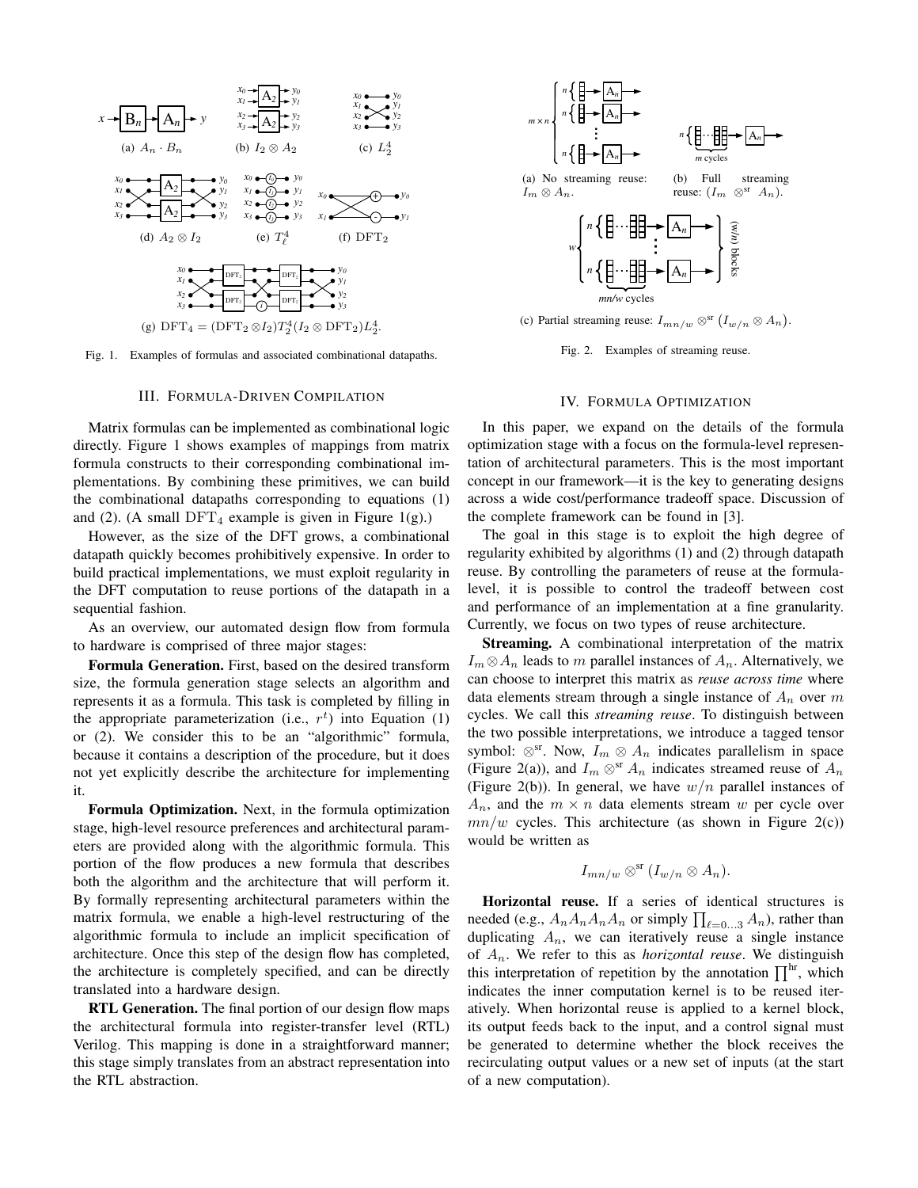(a) $A_n \cdot B_n$

(b) $I_2 \otimes A_2$

(c) $L^4_2$

(d) $A_2 \otimes I_2$

(e) $T^4_\ell$

(f) $\mathrm{DFT}_2$

(g) $\mathrm{DFT}_4 = (\mathrm{DFT}_2 \otimes I_2) T^4_2 (I_2 \otimes \mathrm{DFT}_2) L^4_2$.

Fig. 1. Examples of formulas and associated combinational datapaths.

(a) No streaming reuse: $I_m \otimes A_n$.

(b) Full streaming reuse: $(I_m \otimes^{\mathrm{sr}} A_n)$.

(c) Partial streaming reuse: $I_{mn/w} \otimes^{\mathrm{sr}} (I_{w/n} \otimes A_n)$.

Fig. 2. Examples of streaming reuse.

## III. Formula-Driven Compilation

Matrix formulas can be implemented as combinational logic directly. Figure 1 shows examples of mappings from matrix formula constructs to their corresponding combinational implementations. By combining these primitives, we can build the combinational datapaths corresponding to equations (1) and (2). (A small $\mathrm{DFT}_4$ example is given in Figure 1(g).)

However, as the size of the DFT grows, a combinational datapath quickly becomes prohibitively expensive. In order to build practical implementations, we must exploit regularity in the DFT computation to reuse portions of the datapath in a sequential fashion.

As an overview, our automated design flow from formula to hardware is comprised of three major stages:

**Formula Generation.** First, based on the desired transform size, the formula generation stage selects an algorithm and represents it as a formula. This task is completed by filling in the appropriate parameterization (i.e., $r^t$) into Equation (1) or (2). We consider this to be an "algorithmic" formula, because it contains a description of the procedure, but it does not yet explicitly describe the architecture for implementing it.

**Formula Optimization.** Next, in the formula optimization stage, high-level resource preferences and architectural parameters are provided along with the algorithmic formula. This portion of the flow produces a new formula that describes both the algorithm and the architecture that will perform it. By formally representing architectural parameters within the matrix formula, we enable a high-level restructuring of the algorithmic formula to include an implicit specification of architecture. Once this step of the design flow has completed, the architecture is completely specified, and can be directly translated into a hardware design.

**RTL Generation.** The final portion of our design flow maps the architectural formula into register-transfer level (RTL) Verilog. This mapping is done in a straightforward manner; this stage simply translates from an abstract representation into the RTL abstraction.

## IV. Formula Optimization

In this paper, we expand on the details of the formula optimization stage with a focus on the formula-level representation of architectural parameters. This is the most important concept in our framework—it is the key to generating designs across a wide cost/performance tradeoff space. Discussion of the complete framework can be found in [3].

The goal in this stage is to exploit the high degree of regularity exhibited by algorithms (1) and (2) through datapath reuse. By controlling the parameters of reuse at the formula-level, it is possible to control the tradeoff between cost and performance of an implementation at a fine granularity. Currently, we focus on two types of reuse architecture.

**Streaming.** A combinational interpretation of the matrix $I_m \otimes A_n$ leads to $m$ parallel instances of $A_n$. Alternatively, we can choose to interpret this matrix as *reuse across time* where data elements stream through a single instance of $A_n$ over $m$ cycles. We call this *streaming reuse*. To distinguish between the two possible interpretations, we introduce a tagged tensor symbol: $\otimes^{\mathrm{sr}}$. Now, $I_m \otimes A_n$ indicates parallelism in space (Figure 2(a)), and $I_m \otimes^{\mathrm{sr}} A_n$ indicates streamed reuse of $A_n$ (Figure 2(b)). In general, we have $w/n$ parallel instances of $A_n$, and the $m \times n$ data elements stream $w$ per cycle over $mn/w$ cycles. This architecture (as shown in Figure 2(c)) would be written as

$$I_{mn/w} \otimes^{\mathrm{sr}} (I_{w/n} \otimes A_n).$$

**Horizontal reuse.** If a series of identical structures is needed (e.g., $A_n A_n A_n A_n$ or simply $\prod_{\ell=0\ldots3} A_n$), rather than duplicating $A_n$, we can iteratively reuse a single instance of $A_n$. We refer to this as *horizontal reuse*. We distinguish this interpretation of repetition by the annotation $\prod^{\mathrm{hr}}$, which indicates the inner computation kernel is to be reused iteratively. When horizontal reuse is applied to a kernel block, its output feeds back to the input, and a control signal must be generated to determine whether the block receives the recirculating output values or a new set of inputs (at the start of a new computation).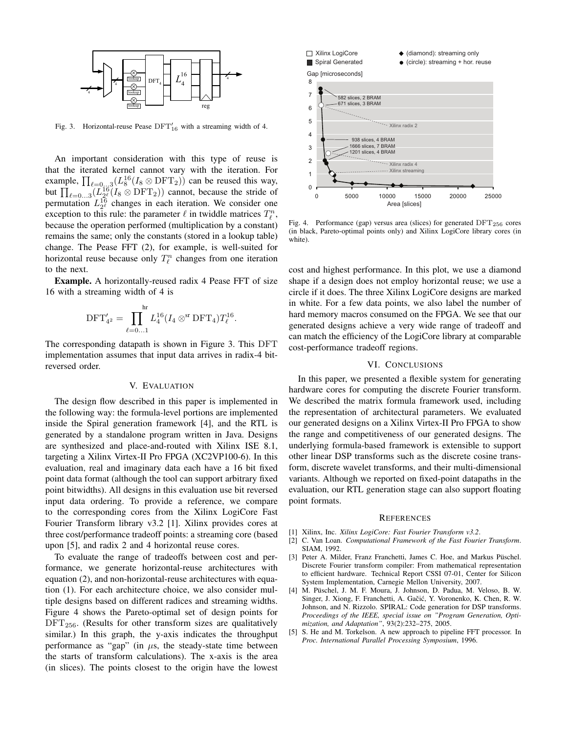lookup

lookup

lookup

$\mathrm{DFT}_4$

$L_4^{16}$

reg

4

4

4

Fig. 3. Horizontal-reuse Pease $\mathrm{DFT}'_{16}$ with a streaming width of 4.

An important consideration with this type of reuse is that the iterated kernel cannot vary with the iteration. For example, $\prod_{\ell=0\ldots3}(L_8^{16}(I_8 \otimes \mathrm{DFT}_2))$ can be reused this way, but $\prod_{\ell=0\ldots3}(L_{2^\ell}^{16}(I_8 \otimes \mathrm{DFT}_2))$ cannot, because the stride of permutation $L_{2^\ell}^{16}$ changes in each iteration. We consider one exception to this rule: the parameter $\ell$ in twiddle matrices $T_\ell^n$, because the operation performed (multiplication by a constant) remains the same; only the constants (stored in a lookup table) change. The Pease FFT (2), for example, is well-suited for horizontal reuse because only $T_\ell^n$ changes from one iteration to the next.

**Example.** A horizontally-reused radix 4 Pease FFT of size 16 with a streaming width of 4 is

$$\mathrm{DFT}'_{4^2} = \prod_{\ell=0\ldots1}^{\mathrm{hr}} L_4^{16}(I_4 \otimes^{\mathrm{sr}} \mathrm{DFT}_4)T_\ell^{16}.$$

The corresponding datapath is shown in Figure 3. This DFT implementation assumes that input data arrives in radix-4 bit-reversed order.

## V. Evaluation

The design flow described in this paper is implemented in the following way: the formula-level portions are implemented inside the Spiral generation framework [4], and the RTL is generated by a standalone program written in Java. Designs are synthesized and place-and-routed with Xilinx ISE 8.1, targeting a Xilinx Virtex-II Pro FPGA (XC2VP100-6). In this evaluation, real and imaginary data each have a 16 bit fixed point data format (although the tool can support arbitrary fixed point bitwidths). All designs in this evaluation use bit reversed input data ordering. To provide a reference, we compare to the corresponding cores from the Xilinx LogiCore Fast Fourier Transform library v3.2 [1]. Xilinx provides cores at three cost/performance tradeoff points: a streaming core (based upon [5], and radix 2 and 4 horizontal reuse cores.

To evaluate the range of tradeoffs between cost and performance, we generate horizontal-reuse architectures with equation (2), and non-horizontal-reuse architectures with equation (1). For each architecture choice, we also consider multiple designs based on different radices and streaming widths. Figure 4 shows the Pareto-optimal set of design points for $\mathrm{DFT}_{256}$. (Results for other transform sizes are qualitatively similar.) In this graph, the y-axis indicates the throughput performance as "gap" (in $\mu$s, the steady-state time between the starts of transform calculations). The x-axis is the area (in slices). The points closest to the origin have the lowest cost and highest performance. In this plot, we use a diamond shape if a design does not employ horizontal reuse; we use a circle if it does. The three Xilinx LogiCore designs are marked in white. For a few data points, we also label the number of hard memory macros consumed on the FPGA. We see that our generated designs achieve a very wide range of tradeoff and can match the efficiency of the LogiCore library at comparable cost-performance tradeoff regions.

Xilinx LogiCore
Spiral Generated
(diamond): streaming only
(circle): streaming + hor. reuse

Gap [microseconds]

8
7
6
5
4
3
2
1
0

582 slices, 2 BRAM
671 slices, 3 BRAM
Xilinx radix 2
938 slices, 4 BRAM
1666 slices, 7 BRAM
1201 slices, 4 BRAM
Xilinx radix 4
Xilinx streaming

0 5000 10000 15000 20000 25000

Area [slices]

Fig. 4. Performance (gap) versus area (slices) for generated $\mathrm{DFT}_{256}$ cores (in black, Pareto-optimal points only) and Xilinx LogiCore library cores (in white).

## VI. Conclusions

In this paper, we presented a flexible system for generating hardware cores for computing the discrete Fourier transform. We described the matrix formula framework used, including the representation of architectural parameters. We evaluated our generated designs on a Xilinx Virtex-II Pro FPGA to show the range and competitiveness of our generated designs. The underlying formula-based framework is extensible to support other linear DSP transforms such as the discrete cosine transform, discrete wavelet transforms, and their multi-dimensional variants. Although we reported on fixed-point datapaths in the evaluation, our RTL generation stage can also support floating point formats.

## References

[1] Xilinx, Inc. *Xilinx LogiCore: Fast Fourier Transform v3.2*.

[2] C. Van Loan. *Computational Framework of the Fast Fourier Transform*. SIAM, 1992.

[3] Peter A. Milder, Franz Franchetti, James C. Hoe, and Markus Püschel. Discrete Fourier transform compiler: From mathematical representation to efficient hardware. Technical Report CSSI 07-01, Center for Silicon System Implementation, Carnegie Mellon University, 2007.

[4] M. Püschel, J. M. F. Moura, J. Johnson, D. Padua, M. Veloso, B. W. Singer, J. Xiong, F. Franchetti, A. Gačić, Y. Voronenko, K. Chen, R. W. Johnson, and N. Rizzolo. SPIRAL: Code generation for DSP transforms. *Proceedings of the IEEE, special issue on "Program Generation, Optimization, and Adaptation"*, 93(2):232–275, 2005.

[5] S. He and M. Torkelson. A new approach to pipeline FFT processor. In *Proc. International Parallel Processing Symposium*, 1996.